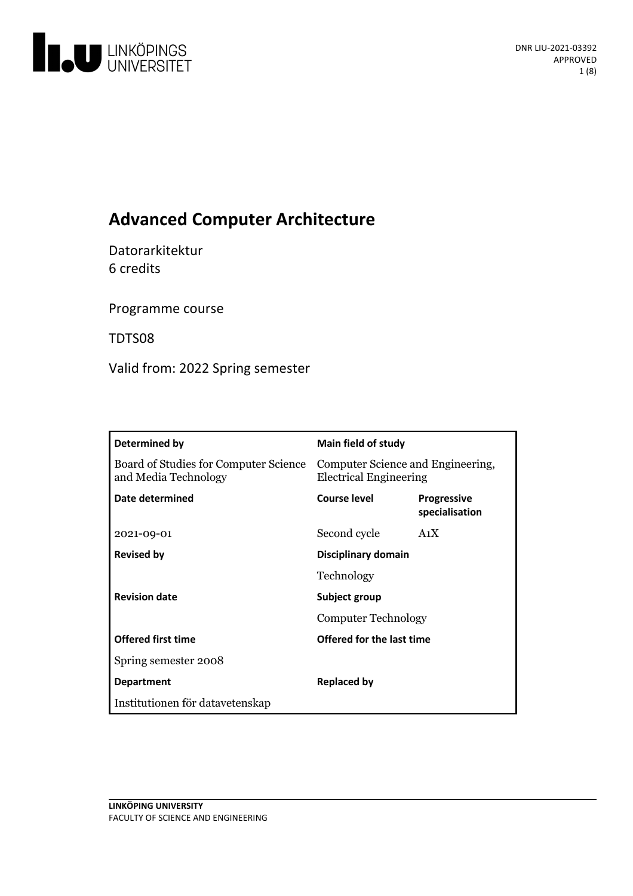DNR LIU-2021-03392
APPROVED

# Advanced Computer Architecture

Datorarkitektur
6 credits

Programme course

TDTS08

Valid from: 2022 Spring semester

| Determined by | Main field of study | |
|---|---|---|
| Board of Studies for Computer Science and Media Technology | Computer Science and Engineering, Electrical Engineering | |
| **Date determined** | **Course level** | **Progressive specialisation** |
| 2021-09-01 | Second cycle | A1X |
| **Revised by** | **Disciplinary domain** | |
| | Technology | |
| **Revision date** | **Subject group** | |
| | Computer Technology | |
| **Offered first time** | **Offered for the last time** | |
| Spring semester 2008 | | |
| **Department** | **Replaced by** | |
| Institutionen för datavetenskap | | |

LINKÖPING UNIVERSITY
FACULTY OF SCIENCE AND ENGINEERING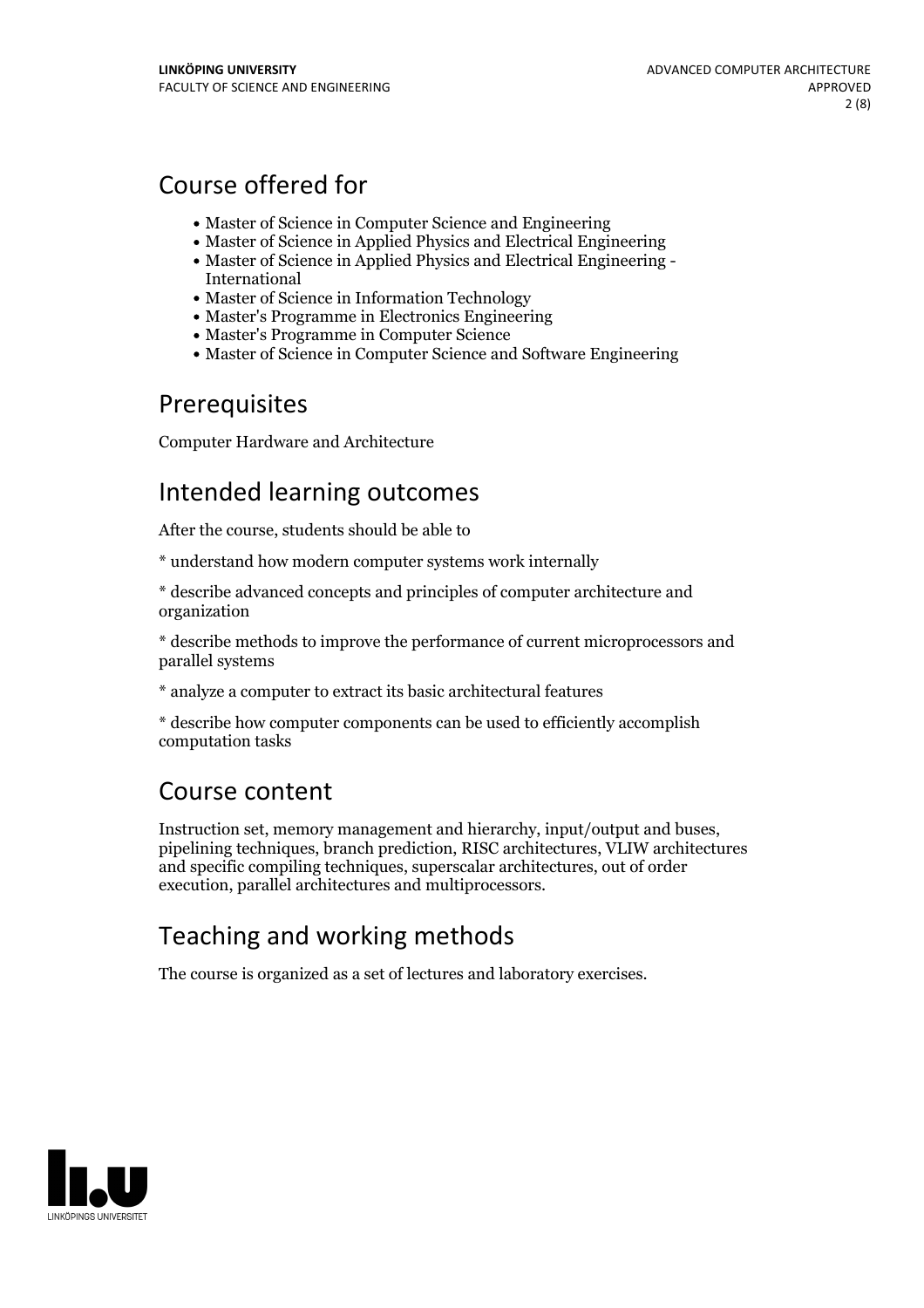## Course offered for

- Master of Science in Computer Science and Engineering
- Master of Science in Applied Physics and Electrical Engineering
- Master of Science in Applied Physics and Electrical Engineering - International
- Master of Science in Information Technology
- Master's Programme in Electronics Engineering
- Master's Programme in Computer Science
- Master of Science in Computer Science and Software Engineering

## Prerequisites

Computer Hardware and Architecture

## Intended learning outcomes

After the course, students should be able to

* understand how modern computer systems work internally

* describe advanced concepts and principles of computer architecture and organization

* describe methods to improve the performance of current microprocessors and parallel systems

* analyze a computer to extract its basic architectural features

* describe how computer components can be used to efficiently accomplish computation tasks

## Course content

Instruction set, memory management and hierarchy, input/output and buses, pipelining techniques, branch prediction, RISC architectures, VLIW architectures and specific compiling techniques, superscalar architectures, out of order execution, parallel architectures and multiprocessors.

## Teaching and working methods

The course is organized as a set of lectures and laboratory exercises.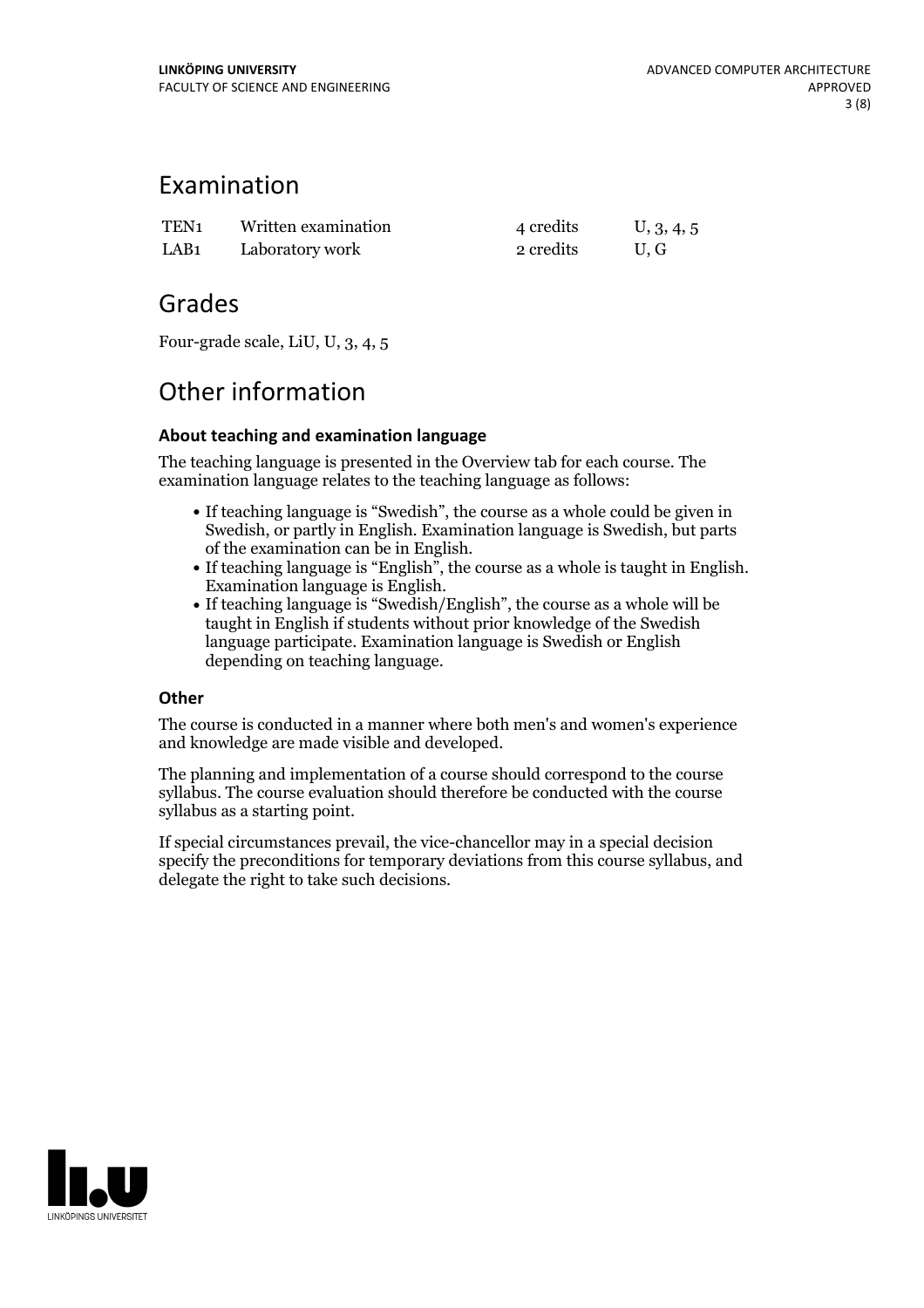## Examination

| | | | |
|---|---|---|---|
| TEN1 | Written examination | 4 credits | U, 3, 4, 5 |
| LAB1 | Laboratory work | 2 credits | U, G |

## Grades

Four-grade scale, LiU, U, 3, 4, 5

## Other information

### About teaching and examination language

The teaching language is presented in the Overview tab for each course. The examination language relates to the teaching language as follows:

- If teaching language is "Swedish", the course as a whole could be given in Swedish, or partly in English. Examination language is Swedish, but parts of the examination can be in English.
- If teaching language is "English", the course as a whole is taught in English. Examination language is English.
- If teaching language is "Swedish/English", the course as a whole will be taught in English if students without prior knowledge of the Swedish language participate. Examination language is Swedish or English depending on teaching language.

### Other

The course is conducted in a manner where both men's and women's experience and knowledge are made visible and developed.

The planning and implementation of a course should correspond to the course syllabus. The course evaluation should therefore be conducted with the course syllabus as a starting point.

If special circumstances prevail, the vice-chancellor may in a special decision specify the preconditions for temporary deviations from this course syllabus, and delegate the right to take such decisions.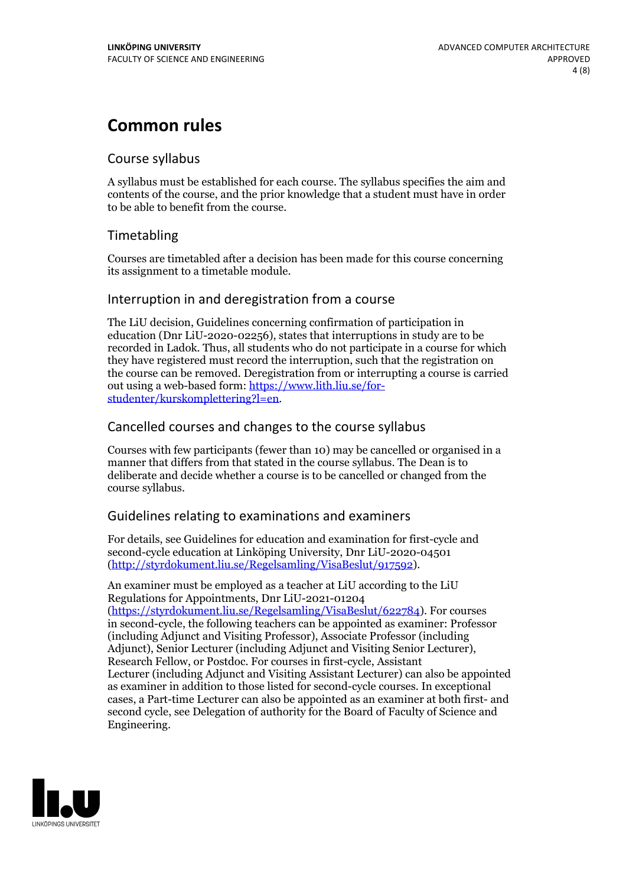# Common rules

## Course syllabus

A syllabus must be established for each course. The syllabus specifies the aim and contents of the course, and the prior knowledge that a student must have in order to be able to benefit from the course.

## Timetabling

Courses are timetabled after a decision has been made for this course concerning its assignment to a timetable module.

## Interruption in and deregistration from a course

The LiU decision, Guidelines concerning confirmation of participation in education (Dnr LiU-2020-02256), states that interruptions in study are to be recorded in Ladok. Thus, all students who do not participate in a course for which they have registered must record the interruption, such that the registration on the course can be removed. Deregistration from or interrupting a course is carried out using a web-based form: [https://www.lith.liu.se/for-studenter/kurskomplettering?l=en](https://www.lith.liu.se/for-studenter/kurskomplettering?l=en).

## Cancelled courses and changes to the course syllabus

Courses with few participants (fewer than 10) may be cancelled or organised in a manner that differs from that stated in the course syllabus. The Dean is to deliberate and decide whether a course is to be cancelled or changed from the course syllabus.

## Guidelines relating to examinations and examiners

For details, see Guidelines for education and examination for first-cycle and second-cycle education at Linköping University, Dnr LiU-2020-04501 ([http://styrdokument.liu.se/Regelsamling/VisaBeslut/917592](http://styrdokument.liu.se/Regelsamling/VisaBeslut/917592)).

An examiner must be employed as a teacher at LiU according to the LiU Regulations for Appointments, Dnr LiU-2021-01204 ([https://styrdokument.liu.se/Regelsamling/VisaBeslut/622784](https://styrdokument.liu.se/Regelsamling/VisaBeslut/622784)). For courses in second-cycle, the following teachers can be appointed as examiner: Professor (including Adjunct and Visiting Professor), Associate Professor (including Adjunct), Senior Lecturer (including Adjunct and Visiting Senior Lecturer), Research Fellow, or Postdoc. For courses in first-cycle, Assistant Lecturer (including Adjunct and Visiting Assistant Lecturer) can also be appointed as examiner in addition to those listed for second-cycle courses. In exceptional cases, a Part-time Lecturer can also be appointed as an examiner at both first- and second cycle, see Delegation of authority for the Board of Faculty of Science and Engineering.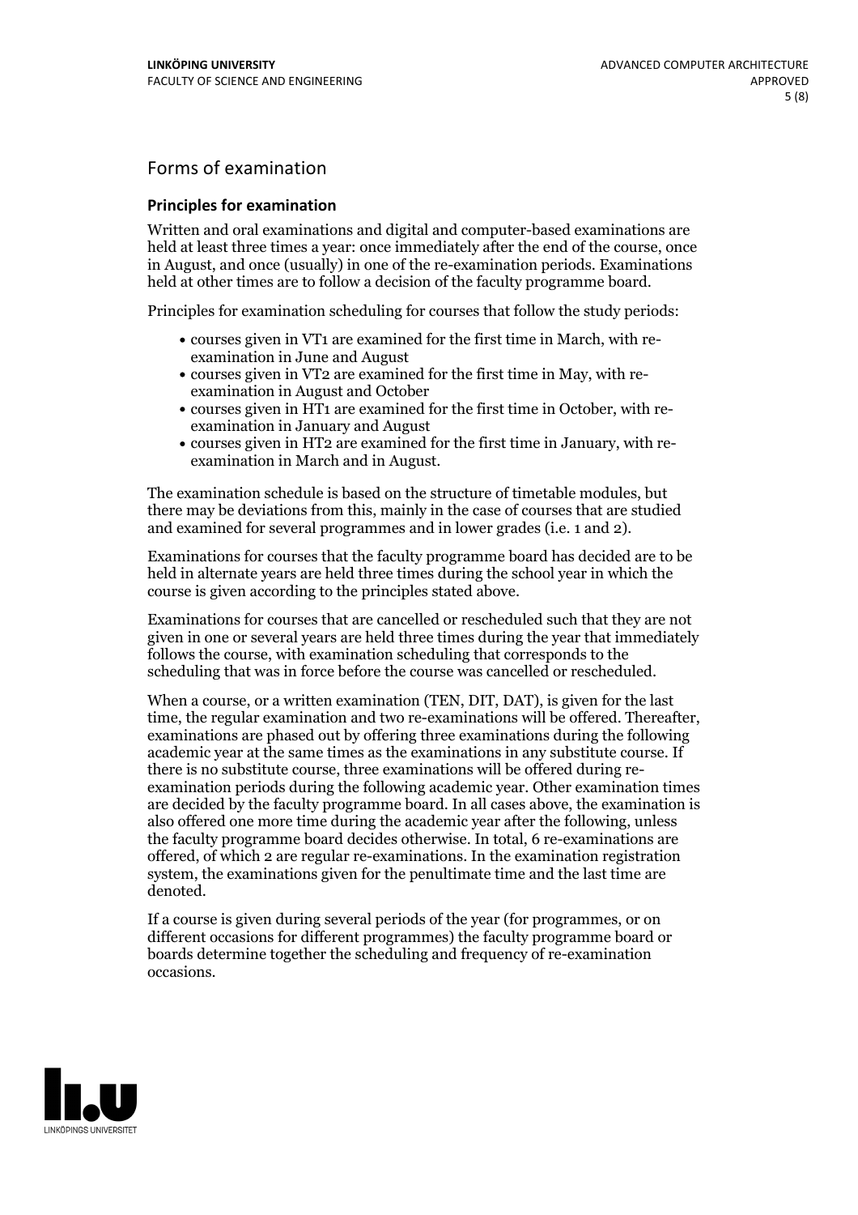## Forms of examination

### Principles for examination

Written and oral examinations and digital and computer-based examinations are held at least three times a year: once immediately after the end of the course, once in August, and once (usually) in one of the re-examination periods. Examinations held at other times are to follow a decision of the faculty programme board.

Principles for examination scheduling for courses that follow the study periods:

- courses given in VT1 are examined for the first time in March, with re-examination in June and August
- courses given in VT2 are examined for the first time in May, with re-examination in August and October
- courses given in HT1 are examined for the first time in October, with re-examination in January and August
- courses given in HT2 are examined for the first time in January, with re-examination in March and in August.

The examination schedule is based on the structure of timetable modules, but there may be deviations from this, mainly in the case of courses that are studied and examined for several programmes and in lower grades (i.e. 1 and 2).

Examinations for courses that the faculty programme board has decided are to be held in alternate years are held three times during the school year in which the course is given according to the principles stated above.

Examinations for courses that are cancelled or rescheduled such that they are not given in one or several years are held three times during the year that immediately follows the course, with examination scheduling that corresponds to the scheduling that was in force before the course was cancelled or rescheduled.

When a course, or a written examination (TEN, DIT, DAT), is given for the last time, the regular examination and two re-examinations will be offered. Thereafter, examinations are phased out by offering three examinations during the following academic year at the same times as the examinations in any substitute course. If there is no substitute course, three examinations will be offered during re-examination periods during the following academic year. Other examination times are decided by the faculty programme board. In all cases above, the examination is also offered one more time during the academic year after the following, unless the faculty programme board decides otherwise. In total, 6 re-examinations are offered, of which 2 are regular re-examinations. In the examination registration system, the examinations given for the penultimate time and the last time are denoted.

If a course is given during several periods of the year (for programmes, or on different occasions for different programmes) the faculty programme board or boards determine together the scheduling and frequency of re-examination occasions.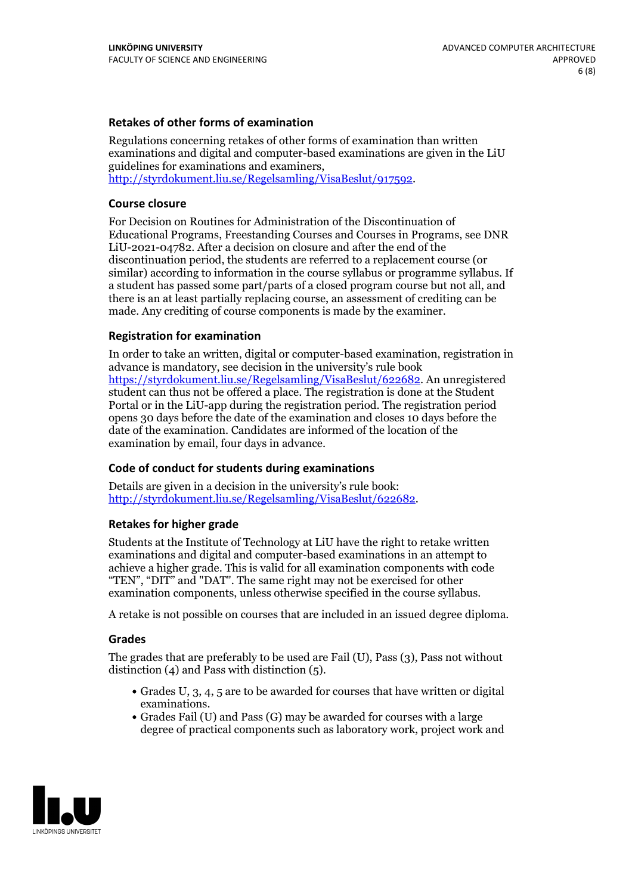### Retakes of other forms of examination

Regulations concerning retakes of other forms of examination than written examinations and digital and computer-based examinations are given in the LiU guidelines for examinations and examiners, http://styrdokument.liu.se/Regelsamling/VisaBeslut/917592.

### Course closure

For Decision on Routines for Administration of the Discontinuation of Educational Programs, Freestanding Courses and Courses in Programs, see DNR LiU-2021-04782. After a decision on closure and after the end of the discontinuation period, the students are referred to a replacement course (or similar) according to information in the course syllabus or programme syllabus. If a student has passed some part/parts of a closed program course but not all, and there is an at least partially replacing course, an assessment of crediting can be made. Any crediting of course components is made by the examiner.

### Registration for examination

In order to take an written, digital or computer-based examination, registration in advance is mandatory, see decision in the university's rule book https://styrdokument.liu.se/Regelsamling/VisaBeslut/622682. An unregistered student can thus not be offered a place. The registration is done at the Student Portal or in the LiU-app during the registration period. The registration period opens 30 days before the date of the examination and closes 10 days before the date of the examination. Candidates are informed of the location of the examination by email, four days in advance.

### Code of conduct for students during examinations

Details are given in a decision in the university's rule book: http://styrdokument.liu.se/Regelsamling/VisaBeslut/622682.

### Retakes for higher grade

Students at the Institute of Technology at LiU have the right to retake written examinations and digital and computer-based examinations in an attempt to achieve a higher grade. This is valid for all examination components with code "TEN", "DIT" and "DAT". The same right may not be exercised for other examination components, unless otherwise specified in the course syllabus.

A retake is not possible on courses that are included in an issued degree diploma.

### Grades

The grades that are preferably to be used are Fail (U), Pass (3), Pass not without distinction (4) and Pass with distinction (5).

- Grades U, 3, 4, 5 are to be awarded for courses that have written or digital examinations.
- Grades Fail (U) and Pass (G) may be awarded for courses with a large degree of practical components such as laboratory work, project work and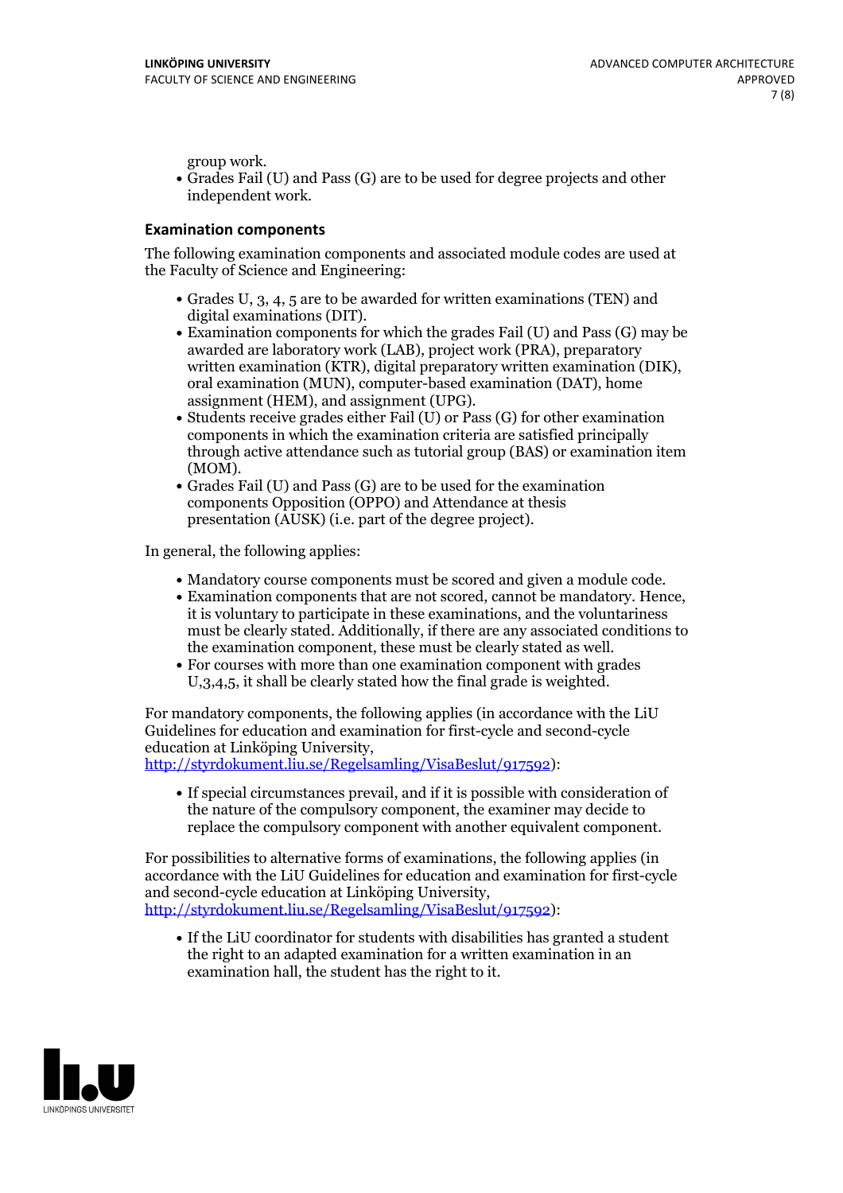group work.

- Grades Fail (U) and Pass (G) are to be used for degree projects and other independent work.

### Examination components

The following examination components and associated module codes are used at the Faculty of Science and Engineering:

- Grades U, 3, 4, 5 are to be awarded for written examinations (TEN) and digital examinations (DIT).
- Examination components for which the grades Fail (U) and Pass (G) may be awarded are laboratory work (LAB), project work (PRA), preparatory written examination (KTR), digital preparatory written examination (DIK), oral examination (MUN), computer-based examination (DAT), home assignment (HEM), and assignment (UPG).
- Students receive grades either Fail (U) or Pass (G) for other examination components in which the examination criteria are satisfied principally through active attendance such as tutorial group (BAS) or examination item (MOM).
- Grades Fail (U) and Pass (G) are to be used for the examination components Opposition (OPPO) and Attendance at thesis presentation (AUSK) (i.e. part of the degree project).

In general, the following applies:

- Mandatory course components must be scored and given a module code.
- Examination components that are not scored, cannot be mandatory. Hence, it is voluntary to participate in these examinations, and the voluntariness must be clearly stated. Additionally, if there are any associated conditions to the examination component, these must be clearly stated as well.
- For courses with more than one examination component with grades U,3,4,5, it shall be clearly stated how the final grade is weighted.

For mandatory components, the following applies (in accordance with the LiU Guidelines for education and examination for first-cycle and second-cycle education at Linköping University, http://styrdokument.liu.se/Regelsamling/VisaBeslut/917592):

- If special circumstances prevail, and if it is possible with consideration of the nature of the compulsory component, the examiner may decide to replace the compulsory component with another equivalent component.

For possibilities to alternative forms of examinations, the following applies (in accordance with the LiU Guidelines for education and examination for first-cycle and second-cycle education at Linköping University, http://styrdokument.liu.se/Regelsamling/VisaBeslut/917592):

- If the LiU coordinator for students with disabilities has granted a student the right to an adapted examination for a written examination in an examination hall, the student has the right to it.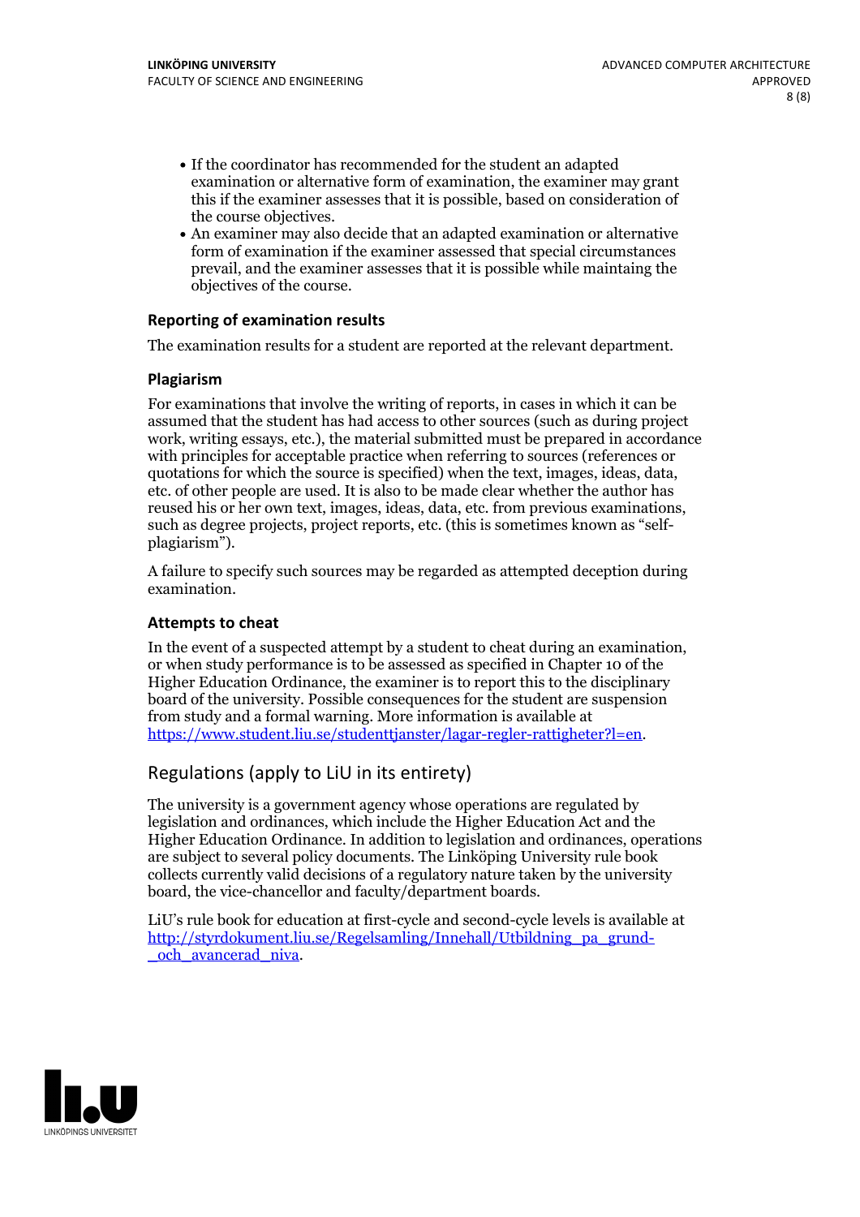- If the coordinator has recommended for the student an adapted examination or alternative form of examination, the examiner may grant this if the examiner assesses that it is possible, based on consideration of the course objectives.
- An examiner may also decide that an adapted examination or alternative form of examination if the examiner assessed that special circumstances prevail, and the examiner assesses that it is possible while maintaing the objectives of the course.

### Reporting of examination results

The examination results for a student are reported at the relevant department.

### Plagiarism

For examinations that involve the writing of reports, in cases in which it can be assumed that the student has had access to other sources (such as during project work, writing essays, etc.), the material submitted must be prepared in accordance with principles for acceptable practice when referring to sources (references or quotations for which the source is specified) when the text, images, ideas, data, etc. of other people are used. It is also to be made clear whether the author has reused his or her own text, images, ideas, data, etc. from previous examinations, such as degree projects, project reports, etc. (this is sometimes known as "self-plagiarism").

A failure to specify such sources may be regarded as attempted deception during examination.

### Attempts to cheat

In the event of a suspected attempt by a student to cheat during an examination, or when study performance is to be assessed as specified in Chapter 10 of the Higher Education Ordinance, the examiner is to report this to the disciplinary board of the university. Possible consequences for the student are suspension from study and a formal warning. More information is available at https://www.student.liu.se/studenttjanster/lagar-regler-rattigheter?l=en.

## Regulations (apply to LiU in its entirety)

The university is a government agency whose operations are regulated by legislation and ordinances, which include the Higher Education Act and the Higher Education Ordinance. In addition to legislation and ordinances, operations are subject to several policy documents. The Linköping University rule book collects currently valid decisions of a regulatory nature taken by the university board, the vice-chancellor and faculty/department boards.

LiU's rule book for education at first-cycle and second-cycle levels is available at http://styrdokument.liu.se/Regelsamling/Innehall/Utbildning_pa_grund-_och_avancerad_niva.